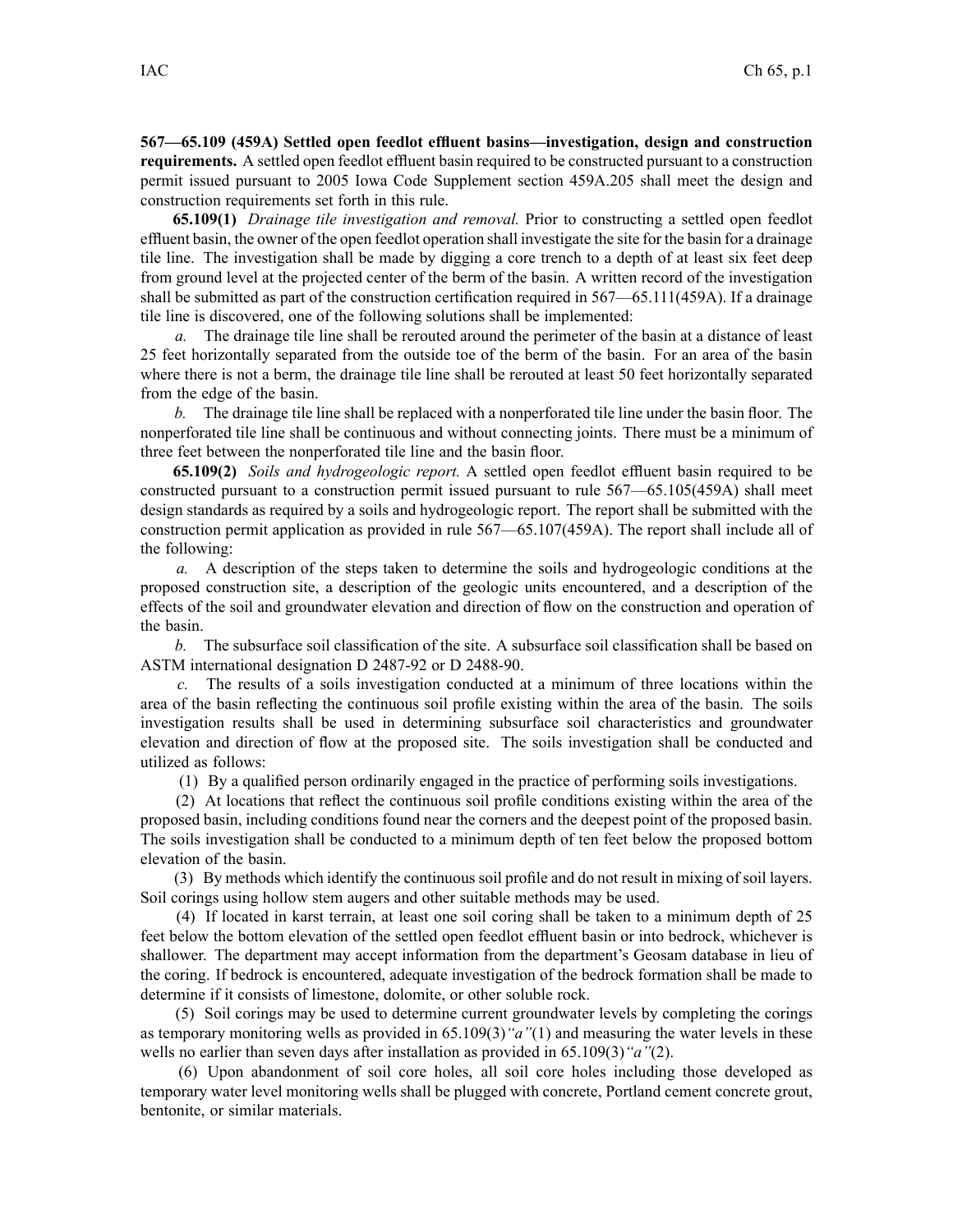**567—65.109 (459A) Settled open feedlot effluent basins—investigation, design and construction requirements.** A settled open feedlot effluent basin required to be constructed pursuant to a construction permit issued pursuant to 2005 Iowa Code Supplement section 459A.205 shall meet the design and construction requirements set forth in this rule.

**65.109(1)** *Drainage tile investigation and removal.* Prior to constructing a settled open feedlot effluent basin, the owner of the open feedlot operation shall investigate the site for the basin for a drainage tile line. The investigation shall be made by digging a core trench to a depth of at least six feet deep from ground level at the projected center of the berm of the basin. A written record of the investigation shall be submitted as part of the construction certification required in 567—65.111(459A). If a drainage tile line is discovered, one of the following solutions shall be implemented:

*a.* The drainage tile line shall be rerouted around the perimeter of the basin at a distance of least 25 feet horizontally separated from the outside toe of the berm of the basin. For an area of the basin where there is not a berm, the drainage tile line shall be rerouted at least 50 feet horizontally separated from the edge of the basin.

*b.* The drainage tile line shall be replaced with a nonperforated tile line under the basin floor. The nonperforated tile line shall be continuous and without connecting joints. There must be a minimum of three feet between the nonperforated tile line and the basin floor.

**65.109(2)** *Soils and hydrogeologic report.* A settled open feedlot effluent basin required to be constructed pursuant to a construction permit issued pursuant to rule 567—65.105(459A) shall meet design standards as required by a soils and hydrogeologic report. The report shall be submitted with the construction permit application as provided in rule 567—65.107(459A). The report shall include all of the following:

*a.* A description of the steps taken to determine the soils and hydrogeologic conditions at the proposed construction site, a description of the geologic units encountered, and a description of the effects of the soil and groundwater elevation and direction of flow on the construction and operation of the basin.

*b.* The subsurface soil classification of the site. A subsurface soil classification shall be based on ASTM international designation D 2487-92 or D 2488-90.

*c.* The results of a soils investigation conducted at a minimum of three locations within the area of the basin reflecting the continuous soil profile existing within the area of the basin. The soils investigation results shall be used in determining subsurface soil characteristics and groundwater elevation and direction of flow at the proposed site. The soils investigation shall be conducted and utilized as follows:

(1) By a qualified person ordinarily engaged in the practice of performing soils investigations.

(2) At locations that reflect the continuous soil profile conditions existing within the area of the proposed basin, including conditions found near the corners and the deepest point of the proposed basin. The soils investigation shall be conducted to a minimum depth of ten feet below the proposed bottom elevation of the basin.

(3) By methods which identify the continuous soil profile and do not result in mixing of soil layers. Soil corings using hollow stem augers and other suitable methods may be used.

(4) If located in karst terrain, at least one soil coring shall be taken to a minimum depth of 25 feet below the bottom elevation of the settled open feedlot effluent basin or into bedrock, whichever is shallower. The department may accept information from the department's Geosam database in lieu of the coring. If bedrock is encountered, adequate investigation of the bedrock formation shall be made to determine if it consists of limestone, dolomite, or other soluble rock.

(5) Soil corings may be used to determine current groundwater levels by completing the corings as temporary monitoring wells as provided in 65.109(3)*"a"*(1) and measuring the water levels in these wells no earlier than seven days after installation as provided in 65.109(3)*"a"*(2).

(6) Upon abandonment of soil core holes, all soil core holes including those developed as temporary water level monitoring wells shall be plugged with concrete, Portland cement concrete grout, bentonite, or similar materials.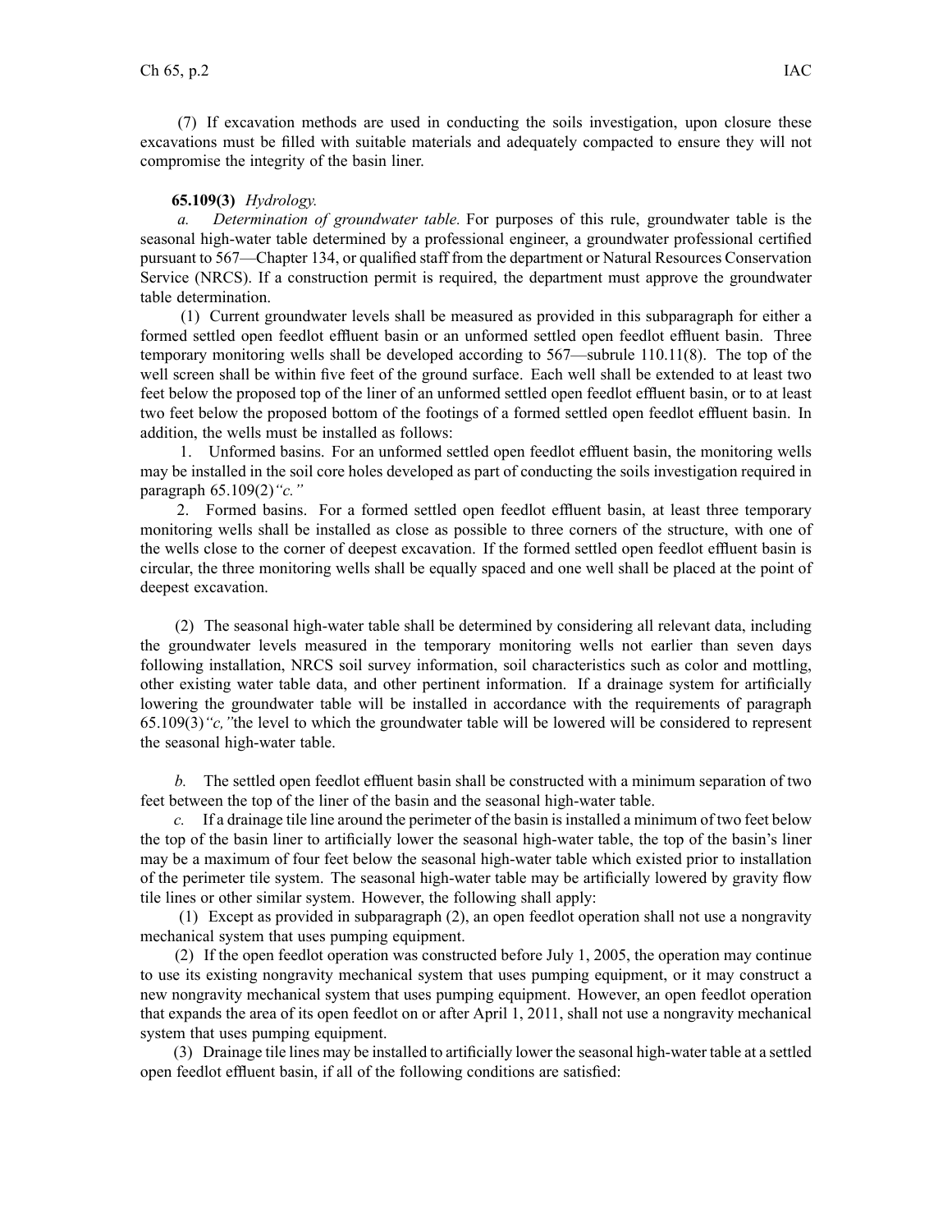(7) If excavation methods are used in conducting the soils investigation, upon closure these excavations must be filled with suitable materials and adequately compacted to ensure they will not compromise the integrity of the basin liner.

**65.109(3)** *Hydrology.*

*a. Determination of groundwater table.* For purposes of this rule, groundwater table is the seasonal high-water table determined by a professional engineer, a groundwater professional certified pursuant to 567—Chapter 134, or qualified staff from the department or Natural Resources Conservation Service (NRCS). If a construction permit is required, the department must approve the groundwater table determination.

(1) Current groundwater levels shall be measured as provided in this subparagraph for either a formed settled open feedlot effluent basin or an unformed settled open feedlot effluent basin. Three temporary monitoring wells shall be developed according to 567—subrule 110.11(8). The top of the well screen shall be within five feet of the ground surface. Each well shall be extended to at least two feet below the proposed top of the liner of an unformed settled open feedlot effluent basin, or to at least two feet below the proposed bottom of the footings of a formed settled open feedlot effluent basin. In addition, the wells must be installed as follows:

1. Unformed basins. For an unformed settled open feedlot effluent basin, the monitoring wells may be installed in the soil core holes developed as part of conducting the soils investigation required in paragraph 65.109(2)*"c."*

2. Formed basins. For a formed settled open feedlot effluent basin, at least three temporary monitoring wells shall be installed as close as possible to three corners of the structure, with one of the wells close to the corner of deepest excavation. If the formed settled open feedlot effluent basin is circular, the three monitoring wells shall be equally spaced and one well shall be placed at the point of deepest excavation.

(2) The seasonal high-water table shall be determined by considering all relevant data, including the groundwater levels measured in the temporary monitoring wells not earlier than seven days following installation, NRCS soil survey information, soil characteristics such as color and mottling, other existing water table data, and other pertinent information. If a drainage system for artificially lowering the groundwater table will be installed in accordance with the requirements of paragraph 65.109(3)*"c,"* the level to which the groundwater table will be lowered will be considered to represent the seasonal high-water table.

*b.* The settled open feedlot effluent basin shall be constructed with a minimum separation of two feet between the top of the liner of the basin and the seasonal high-water table.

*c.* If a drainage tile line around the perimeter of the basin is installed a minimum of two feet below the top of the basin liner to artificially lower the seasonal high-water table, the top of the basin's liner may be a maximum of four feet below the seasonal high-water table which existed prior to installation of the perimeter tile system. The seasonal high-water table may be artificially lowered by gravity flow tile lines or other similar system. However, the following shall apply:

(1) Except as provided in subparagraph (2), an open feedlot operation shall not use a nongravity mechanical system that uses pumping equipment.

(2) If the open feedlot operation was constructed before July 1, 2005, the operation may continue to use its existing nongravity mechanical system that uses pumping equipment, or it may construct a new nongravity mechanical system that uses pumping equipment. However, an open feedlot operation that expands the area of its open feedlot on or after April 1, 2011, shall not use a nongravity mechanical system that uses pumping equipment.

(3) Drainage tile lines may be installed to artificially lower the seasonal high-water table at a settled open feedlot effluent basin, if all of the following conditions are satisfied: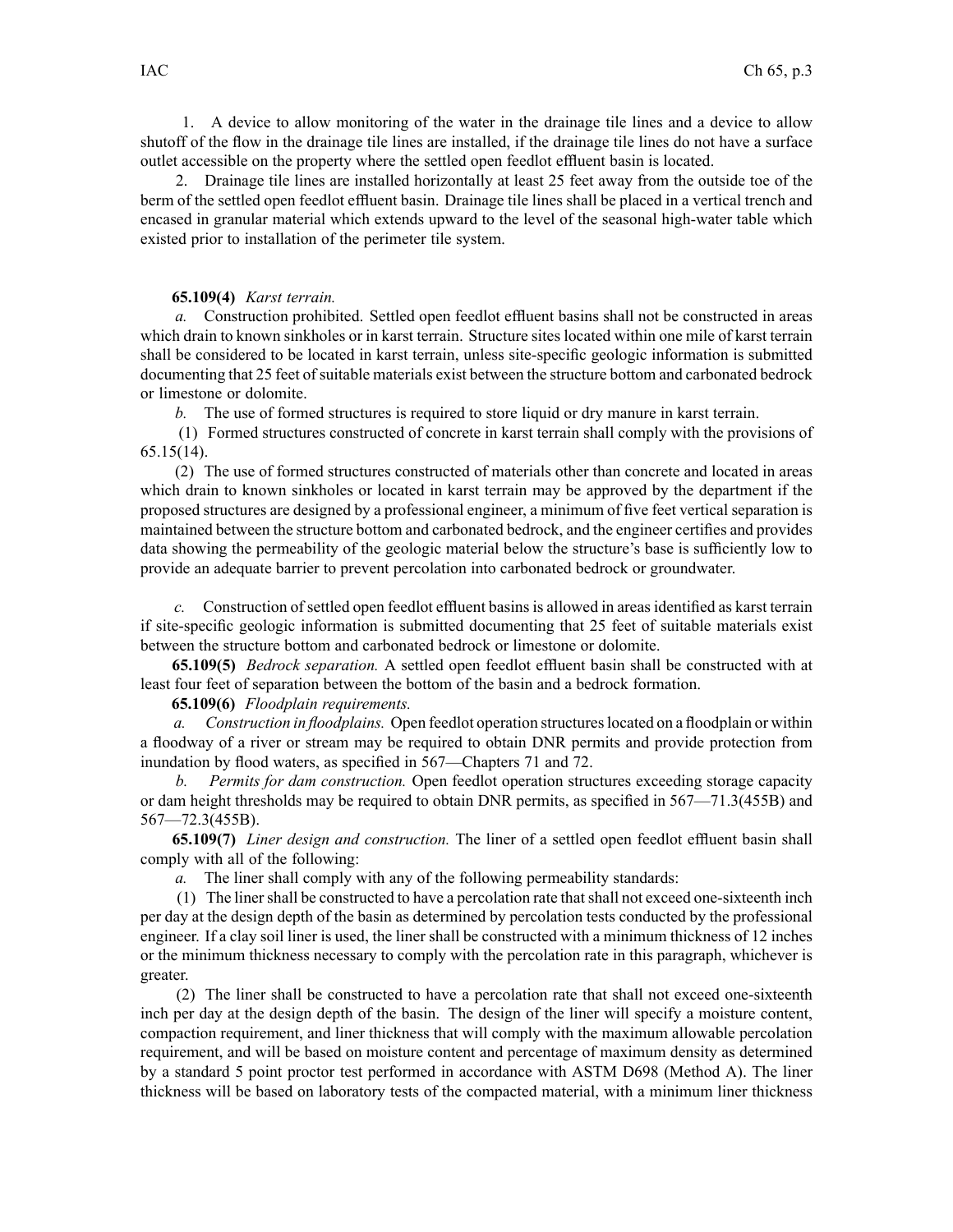1. A device to allow monitoring of the water in the drainage tile lines and a device to allow shutoff of the flow in the drainage tile lines are installed, if the drainage tile lines do not have a surface outlet accessible on the property where the settled open feedlot effluent basin is located.

2. Drainage tile lines are installed horizontally at least 25 feet away from the outside toe of the berm of the settled open feedlot effluent basin. Drainage tile lines shall be placed in a vertical trench and encased in granular material which extends upward to the level of the seasonal high-water table which existed prior to installation of the perimeter tile system.

**65.109(4)** *Karst terrain.*

*a.* Construction prohibited. Settled open feedlot effluent basins shall not be constructed in areas which drain to known sinkholes or in karst terrain. Structure sites located within one mile of karst terrain shall be considered to be located in karst terrain, unless site-specific geologic information is submitted documenting that 25 feet of suitable materials exist between the structure bottom and carbonated bedrock or limestone or dolomite.

*b.* The use of formed structures is required to store liquid or dry manure in karst terrain.

(1) Formed structures constructed of concrete in karst terrain shall comply with the provisions of 65.15(14).

(2) The use of formed structures constructed of materials other than concrete and located in areas which drain to known sinkholes or located in karst terrain may be approved by the department if the proposed structures are designed by a professional engineer, a minimum of five feet vertical separation is maintained between the structure bottom and carbonated bedrock, and the engineer certifies and provides data showing the permeability of the geologic material below the structure's base is sufficiently low to provide an adequate barrier to prevent percolation into carbonated bedrock or groundwater.

*c.* Construction of settled open feedlot effluent basins is allowed in areas identified as karst terrain if site-specific geologic information is submitted documenting that 25 feet of suitable materials exist between the structure bottom and carbonated bedrock or limestone or dolomite.

**65.109(5)** *Bedrock separation.* A settled open feedlot effluent basin shall be constructed with at least four feet of separation between the bottom of the basin and a bedrock formation.

**65.109(6)** *Floodplain requirements.*

*a. Construction in floodplains.* Open feedlot operation structures located on a floodplain or within a floodway of a river or stream may be required to obtain DNR permits and provide protection from inundation by flood waters, as specified in 567—Chapters 71 and 72.

*b. Permits for dam construction.* Open feedlot operation structures exceeding storage capacity or dam height thresholds may be required to obtain DNR permits, as specified in 567—71.3(455B) and 567—72.3(455B).

**65.109(7)** *Liner design and construction.* The liner of a settled open feedlot effluent basin shall comply with all of the following:

*a.* The liner shall comply with any of the following permeability standards:

(1) The liner shall be constructed to have a percolation rate that shall not exceed one-sixteenth inch per day at the design depth of the basin as determined by percolation tests conducted by the professional engineer. If a clay soil liner is used, the liner shall be constructed with a minimum thickness of 12 inches or the minimum thickness necessary to comply with the percolation rate in this paragraph, whichever is greater.

(2) The liner shall be constructed to have a percolation rate that shall not exceed one-sixteenth inch per day at the design depth of the basin. The design of the liner will specify a moisture content, compaction requirement, and liner thickness that will comply with the maximum allowable percolation requirement, and will be based on moisture content and percentage of maximum density as determined by a standard 5 point proctor test performed in accordance with ASTM D698 (Method A). The liner thickness will be based on laboratory tests of the compacted material, with a minimum liner thickness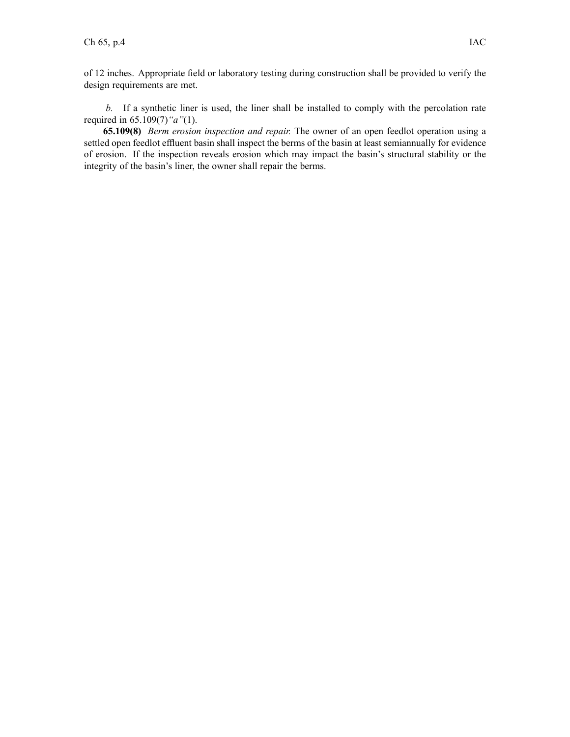of 12 inches. Appropriate field or laboratory testing during construction shall be provided to verify the design requirements are met.

*b.* If a synthetic liner is used, the liner shall be installed to comply with the percolation rate required in 65.109(7)*"a"*(1).

**65.109(8)** *Berm erosion inspection and repair.* The owner of an open feedlot operation using a settled open feedlot effluent basin shall inspect the berms of the basin at least semiannually for evidence of erosion. If the inspection reveals erosion which may impact the basin's structural stability or the integrity of the basin's liner, the owner shall repair the berms.